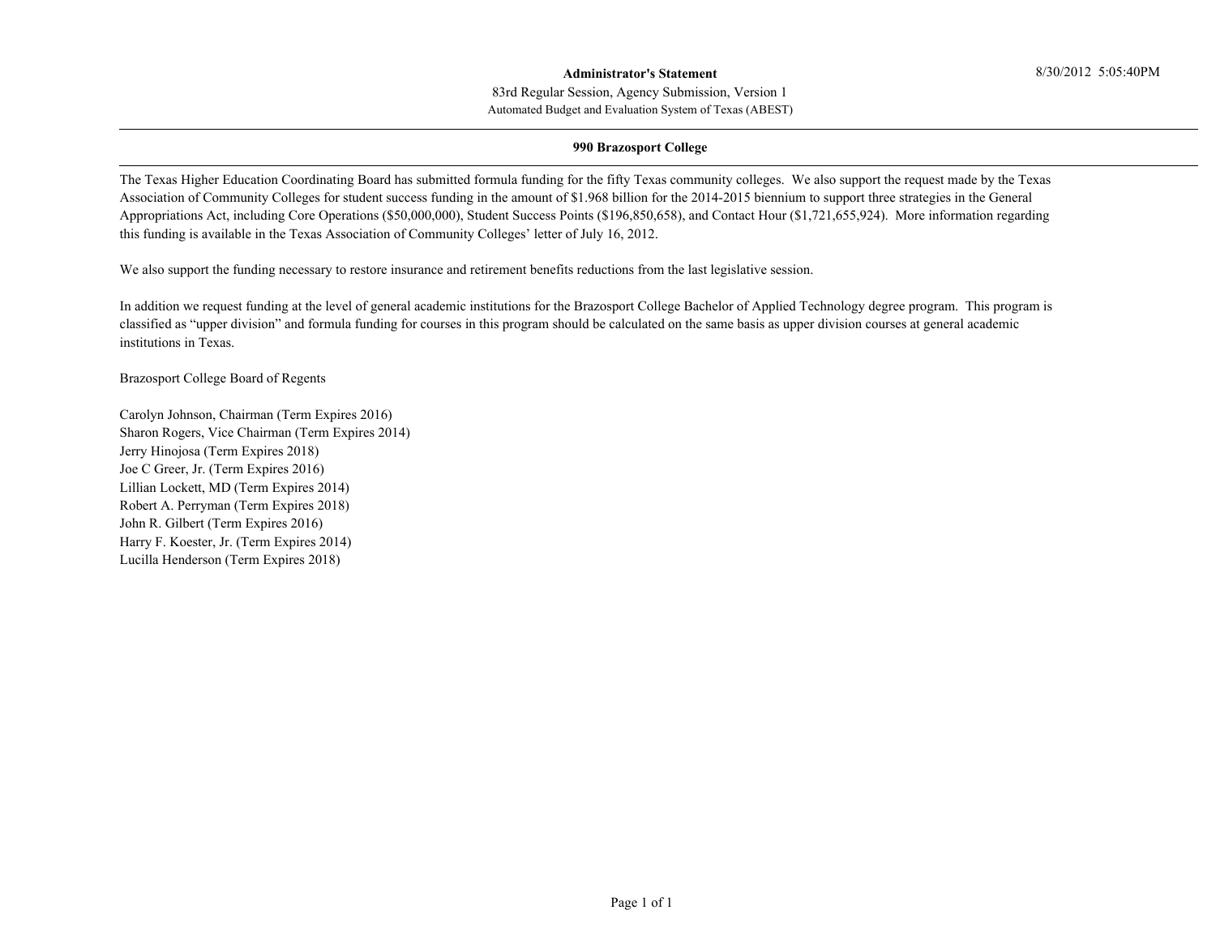**Administrator's Statement**

83rd Regular Session, Agency Submission, Version 1

Automated Budget and Evaluation System of Texas (ABEST)

8/30/2012 5:05:40PM

## 990 Brazosport College

The Texas Higher Education Coordinating Board has submitted formula funding for the fifty Texas community colleges. We also support the request made by the Texas Association of Community Colleges for student success funding in the amount of $1.968 billion for the 2014-2015 biennium to support three strategies in the General Appropriations Act, including Core Operations ($50,000,000), Student Success Points ($196,850,658), and Contact Hour ($1,721,655,924). More information regarding this funding is available in the Texas Association of Community Colleges' letter of July 16, 2012.

We also support the funding necessary to restore insurance and retirement benefits reductions from the last legislative session.

In addition we request funding at the level of general academic institutions for the Brazosport College Bachelor of Applied Technology degree program. This program is classified as "upper division" and formula funding for courses in this program should be calculated on the same basis as upper division courses at general academic institutions in Texas.

Brazosport College Board of Regents

Carolyn Johnson, Chairman (Term Expires 2016)
Sharon Rogers, Vice Chairman (Term Expires 2014)
Jerry Hinojosa (Term Expires 2018)
Joe C Greer, Jr. (Term Expires 2016)
Lillian Lockett, MD (Term Expires 2014)
Robert A. Perryman (Term Expires 2018)
John R. Gilbert (Term Expires 2016)
Harry F. Koester, Jr. (Term Expires 2014)
Lucilla Henderson (Term Expires 2018)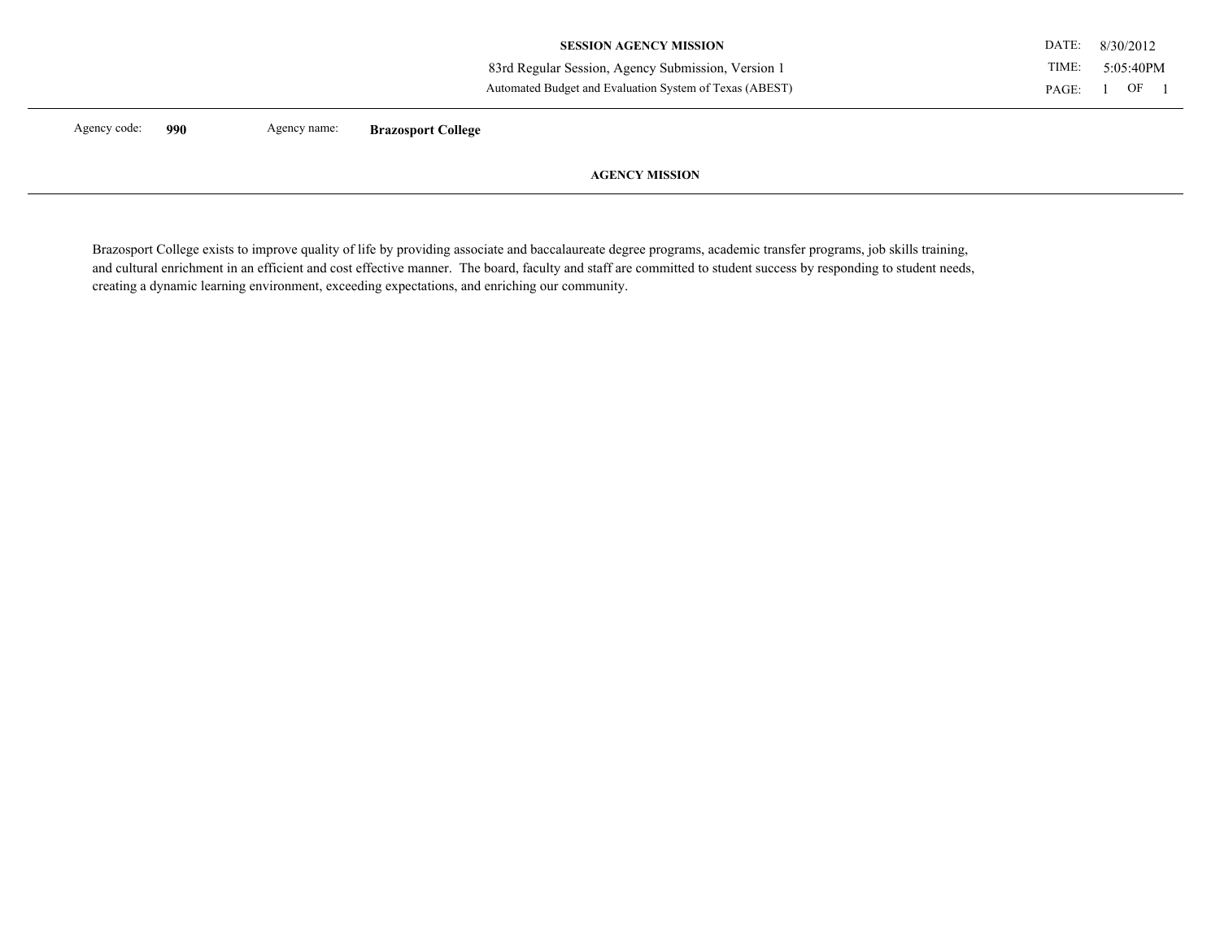**SESSION AGENCY MISSION**

83rd Regular Session, Agency Submission, Version 1

Automated Budget and Evaluation System of Texas (ABEST)

DATE: 8/30/2012
TIME: 5:05:40PM

Agency code: **990** Agency name: **Brazosport College**

## AGENCY MISSION

Brazosport College exists to improve quality of life by providing associate and baccalaureate degree programs, academic transfer programs, job skills training, and cultural enrichment in an efficient and cost effective manner. The board, faculty and staff are committed to student success by responding to student needs, creating a dynamic learning environment, exceeding expectations, and enriching our community.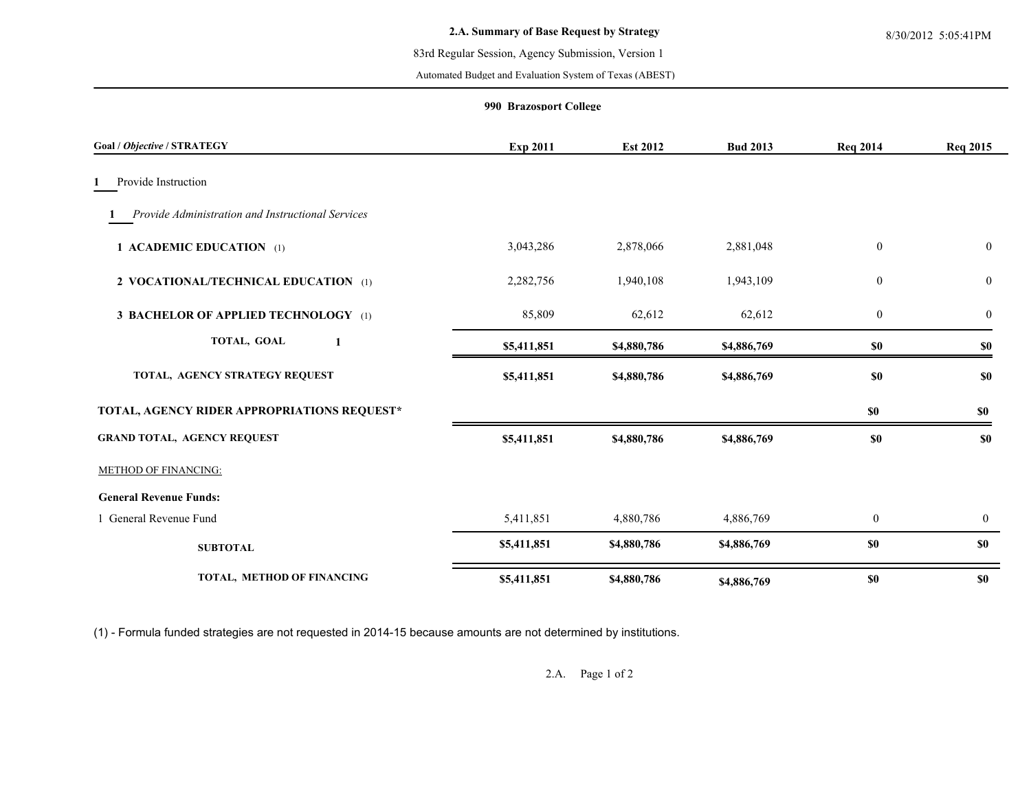**2.A. Summary of Base Request by Strategy**

83rd Regular Session, Agency Submission, Version 1

Automated Budget and Evaluation System of Texas (ABEST)

8/30/2012 5:05:41PM

**990 Brazosport College**

| Goal / *Objective* / STRATEGY | Exp 2011 | Est 2012 | Bud 2013 | Req 2014 | Req 2015 |
|---|---|---|---|---|---|
| **1** Provide Instruction | | | | | |
| **1** *Provide Administration and Instructional Services* | | | | | |
| **1 ACADEMIC EDUCATION** (1) | 3,043,286 | 2,878,066 | 2,881,048 | 0 | 0 |
| **2 VOCATIONAL/TECHNICAL EDUCATION** (1) | 2,282,756 | 1,940,108 | 1,943,109 | 0 | 0 |
| **3 BACHELOR OF APPLIED TECHNOLOGY** (1) | 85,809 | 62,612 | 62,612 | 0 | 0 |
| **TOTAL, GOAL 1** | **$5,411,851** | **$4,880,786** | **$4,886,769** | **$0** | **$0** |
| **TOTAL, AGENCY STRATEGY REQUEST** | **$5,411,851** | **$4,880,786** | **$4,886,769** | **$0** | **$0** |
| **TOTAL, AGENCY RIDER APPROPRIATIONS REQUEST*** | | | | **$0** | **$0** |
| **GRAND TOTAL, AGENCY REQUEST** | **$5,411,851** | **$4,880,786** | **$4,886,769** | **$0** | **$0** |

METHOD OF FINANCING:

| | Exp 2011 | Est 2012 | Bud 2013 | Req 2014 | Req 2015 |
|---|---|---|---|---|---|
| **General Revenue Funds:** | | | | | |
| 1 General Revenue Fund | 5,411,851 | 4,880,786 | 4,886,769 | 0 | 0 |
| **SUBTOTAL** | **$5,411,851** | **$4,880,786** | **$4,886,769** | **$0** | **$0** |
| **TOTAL, METHOD OF FINANCING** | **$5,411,851** | **$4,880,786** | **$4,886,769** | **$0** | **$0** |

(1) - Formula funded strategies are not requested in 2014-15 because amounts are not determined by institutions.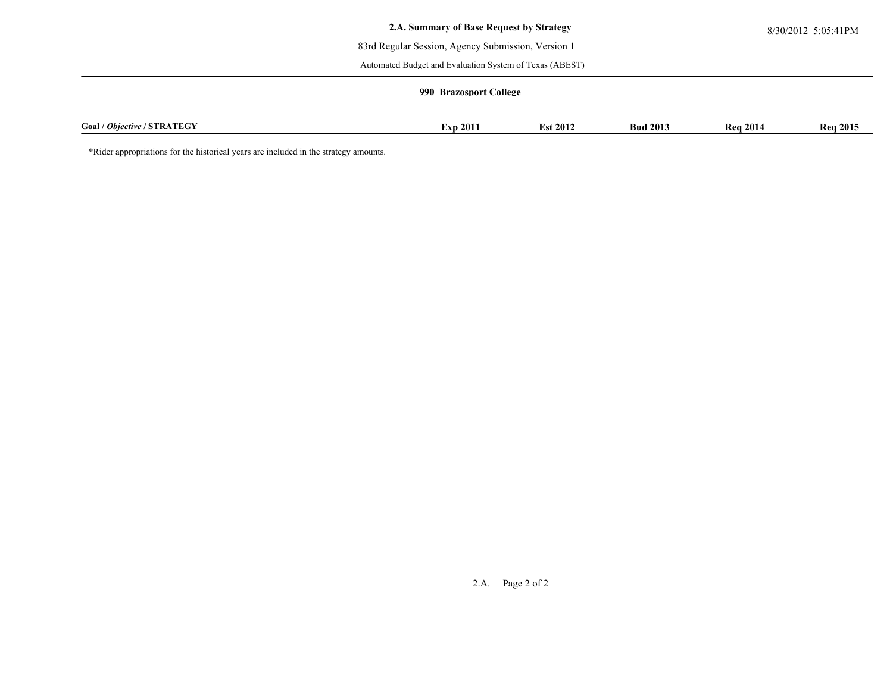## 2.A. Summary of Base Request by Strategy

83rd Regular Session, Agency Submission, Version 1

Automated Budget and Evaluation System of Texas (ABEST)

**990 Brazosport College**

| Goal / *Objective* / STRATEGY | Exp 2011 | Est 2012 | Bud 2013 | Req 2014 | Req 2015 |
|---|---|---|---|---|---|

*Rider appropriations for the historical years are included in the strategy amounts.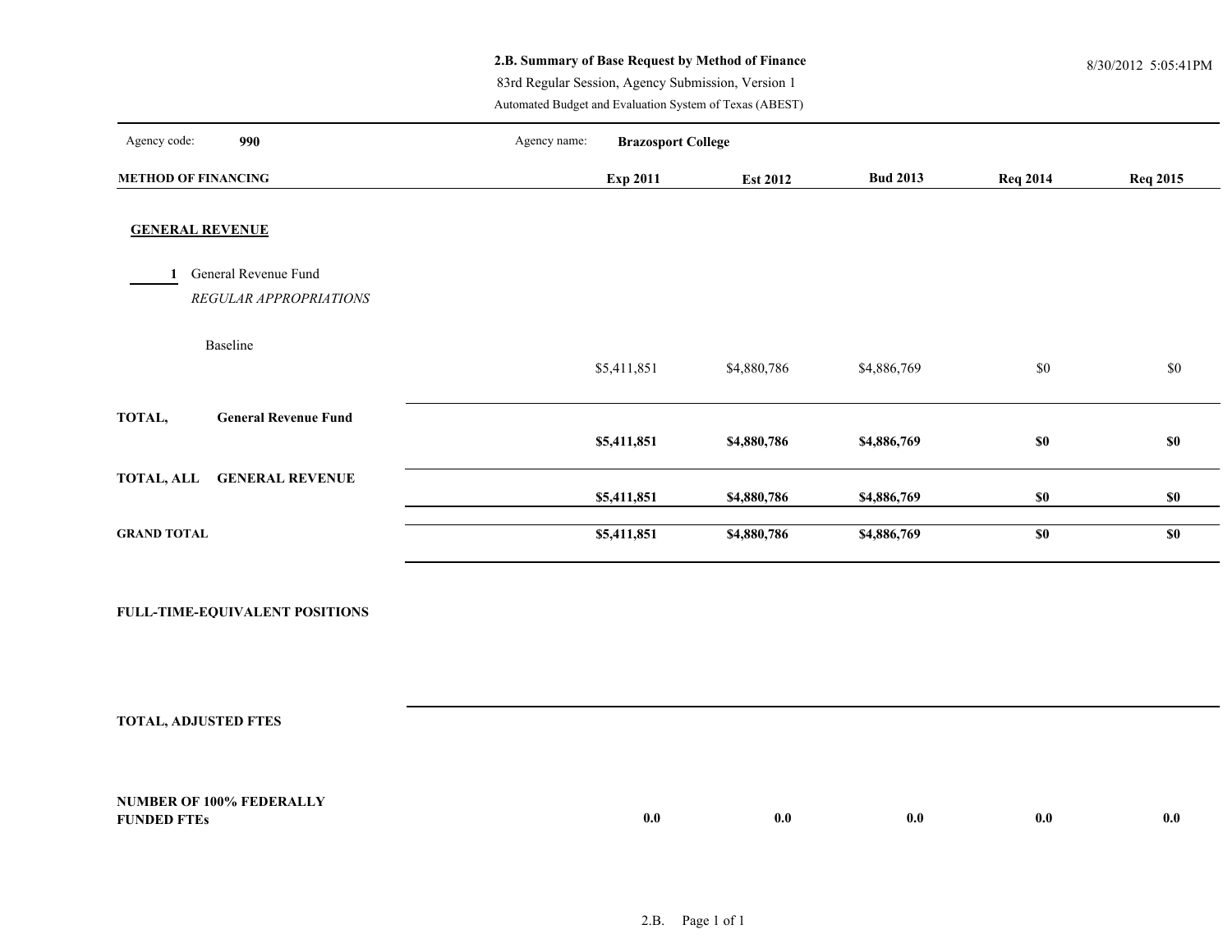**2.B. Summary of Base Request by Method of Finance**

83rd Regular Session, Agency Submission, Version 1

Automated Budget and Evaluation System of Texas (ABEST)

8/30/2012 5:05:41PM

Agency code: **990** Agency name: **Brazosport College**

| METHOD OF FINANCING | Exp 2011 | Est 2012 | Bud 2013 | Req 2014 | Req 2015 |
|---|---|---|---|---|---|
| **GENERAL REVENUE** | | | | | |
| 1 General Revenue Fund | | | | | |
| *REGULAR APPROPRIATIONS* | | | | | |
| Baseline | $5,411,851 | $4,880,786 | $4,886,769 | $0 | $0 |
| **TOTAL, General Revenue Fund** | **$5,411,851** | **$4,880,786** | **$4,886,769** | **$0** | **$0** |
| **TOTAL, ALL GENERAL REVENUE** | **$5,411,851** | **$4,880,786** | **$4,886,769** | **$0** | **$0** |
| **GRAND TOTAL** | **$5,411,851** | **$4,880,786** | **$4,886,769** | **$0** | **$0** |
| **FULL-TIME-EQUIVALENT POSITIONS** | | | | | |
| **TOTAL, ADJUSTED FTES** | | | | | |
| **NUMBER OF 100% FEDERALLY FUNDED FTEs** | **0.0** | **0.0** | **0.0** | **0.0** | **0.0** |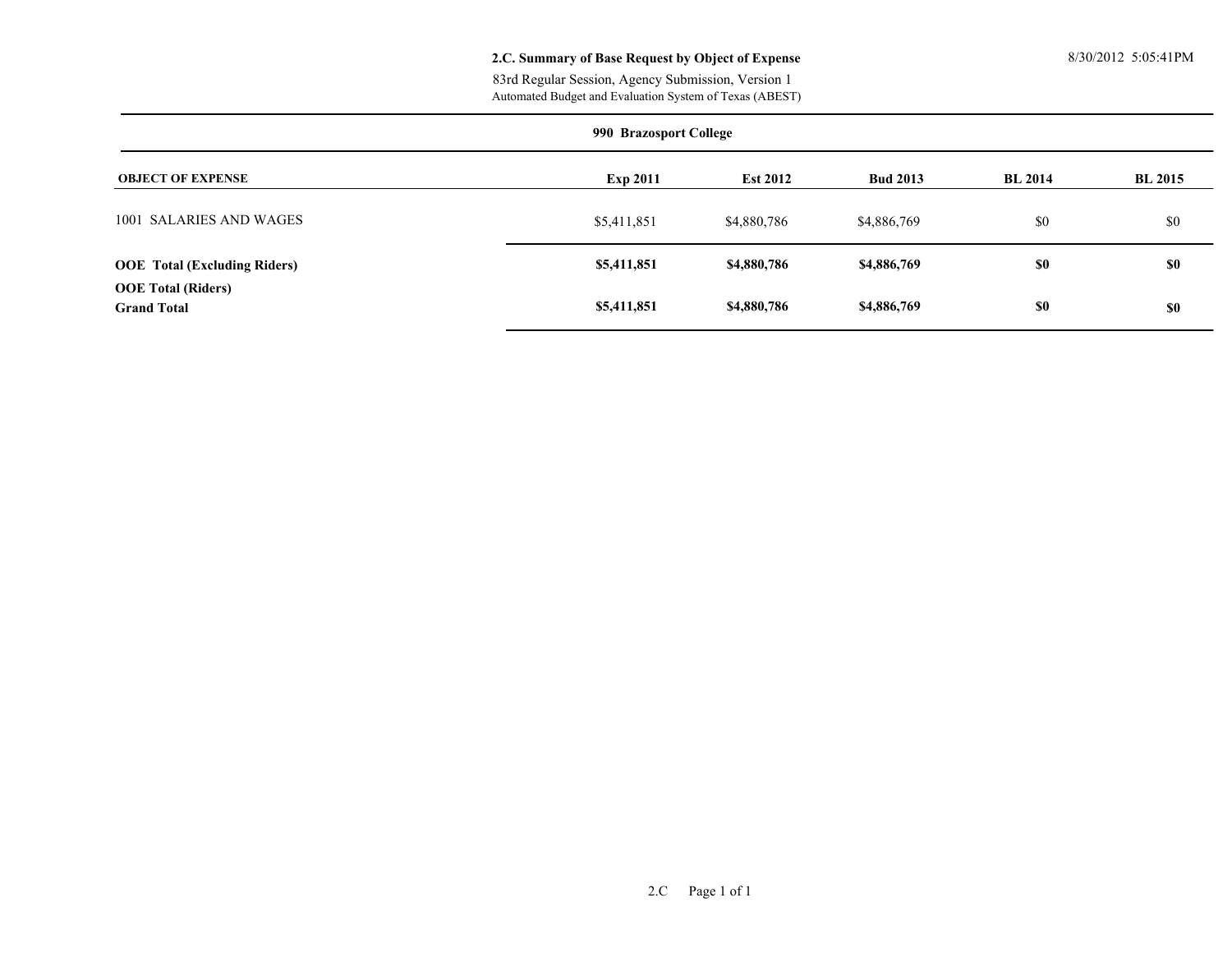**2.C. Summary of Base Request by Object of Expense**

83rd Regular Session, Agency Submission, Version 1

Automated Budget and Evaluation System of Texas (ABEST)

8/30/2012 5:05:41PM

**990 Brazosport College**

| OBJECT OF EXPENSE | Exp 2011 | Est 2012 | Bud 2013 | BL 2014 | BL 2015 |
|---|---|---|---|---|---|
| 1001 SALARIES AND WAGES | $5,411,851 | $4,880,786 | $4,886,769 | $0 | $0 |
| **OOE Total (Excluding Riders)** | **$5,411,851** | **$4,880,786** | **$4,886,769** | **$0** | **$0** |
| **OOE Total (Riders)** | | | | | |
| **Grand Total** | **$5,411,851** | **$4,880,786** | **$4,886,769** | **$0** | **$0** |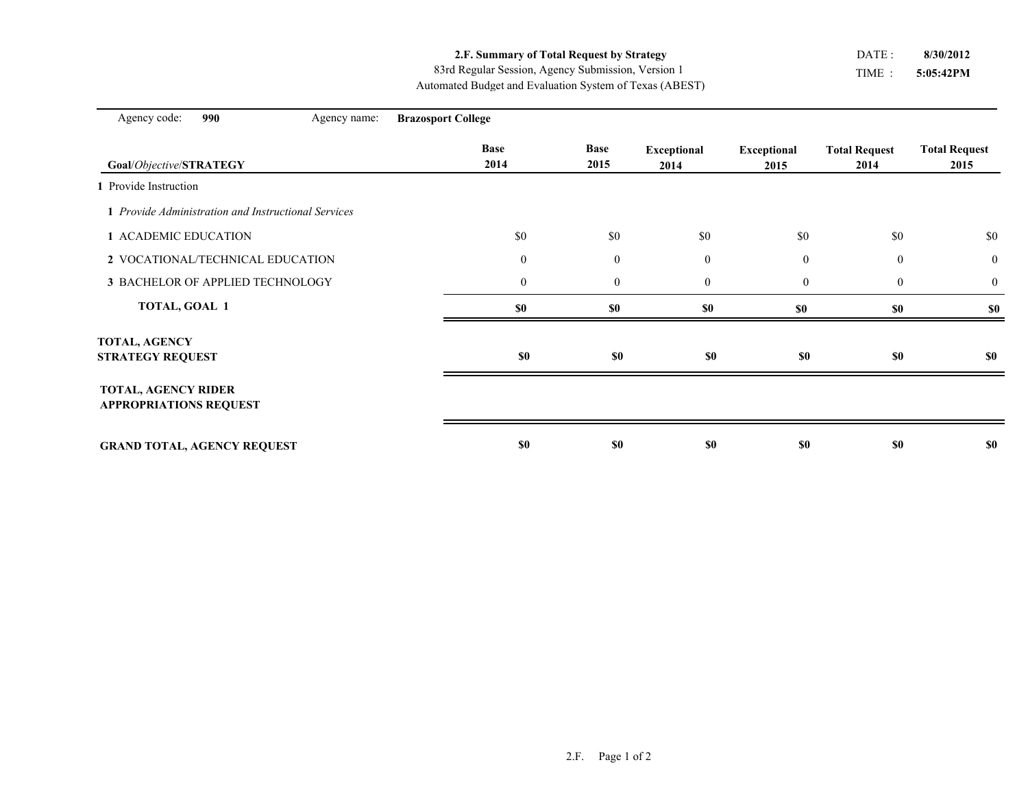**2.F. Summary of Total Request by Strategy**

83rd Regular Session, Agency Submission, Version 1

Automated Budget and Evaluation System of Texas (ABEST)

DATE : **8/30/2012**

TIME : **5:05:42PM**

Agency code: **990** Agency name: **Brazosport College**

| **Goal**/*Objective*/**STRATEGY** | **Base 2014** | **Base 2015** | **Exceptional 2014** | **Exceptional 2015** | **Total Request 2014** | **Total Request 2015** |
|---|---|---|---|---|---|---|
| **1** Provide Instruction | | | | | | |
| **1** *Provide Administration and Instructional Services* | | | | | | |
| **1** ACADEMIC EDUCATION | $0 | $0 | $0 | $0 | $0 | $0 |
| **2** VOCATIONAL/TECHNICAL EDUCATION | 0 | 0 | 0 | 0 | 0 | 0 |
| **3** BACHELOR OF APPLIED TECHNOLOGY | 0 | 0 | 0 | 0 | 0 | 0 |
| **TOTAL, GOAL 1** | **$0** | **$0** | **$0** | **$0** | **$0** | **$0** |
| **TOTAL, AGENCY STRATEGY REQUEST** | **$0** | **$0** | **$0** | **$0** | **$0** | **$0** |
| **TOTAL, AGENCY RIDER APPROPRIATIONS REQUEST** | | | | | | |
| **GRAND TOTAL, AGENCY REQUEST** | **$0** | **$0** | **$0** | **$0** | **$0** | **$0** |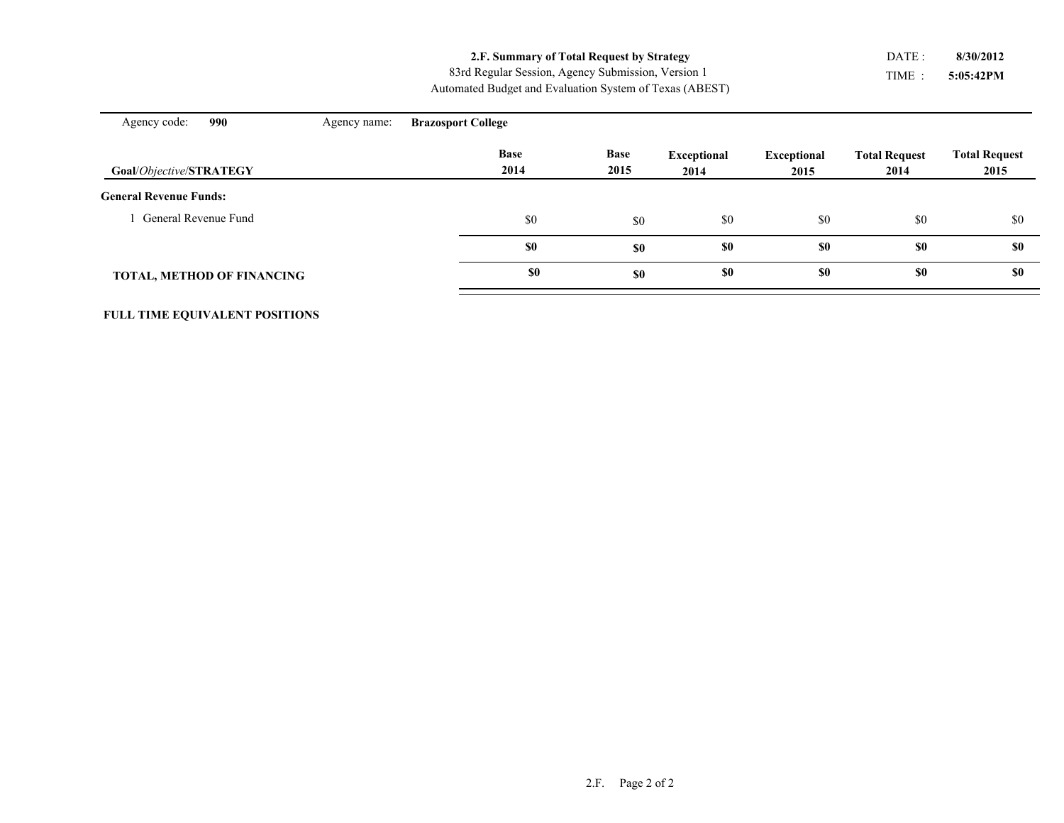**2.F. Summary of Total Request by Strategy**

83rd Regular Session, Agency Submission, Version 1

Automated Budget and Evaluation System of Texas (ABEST)

DATE : **8/30/2012**

TIME : **5:05:42PM**

Agency code: **990** Agency name: **Brazosport College**

| **Goal**/*Objective*/**STRATEGY** | **Base 2014** | **Base 2015** | **Exceptional 2014** | **Exceptional 2015** | **Total Request 2014** | **Total Request 2015** |
|---|---|---|---|---|---|---|
| **General Revenue Funds:** | | | | | | |
| 1 General Revenue Fund | $0 | $0 | $0 | $0 | $0 | $0 |
| | **$0** | **$0** | **$0** | **$0** | **$0** | **$0** |
| **TOTAL, METHOD OF FINANCING** | **$0** | **$0** | **$0** | **$0** | **$0** | **$0** |

**FULL TIME EQUIVALENT POSITIONS**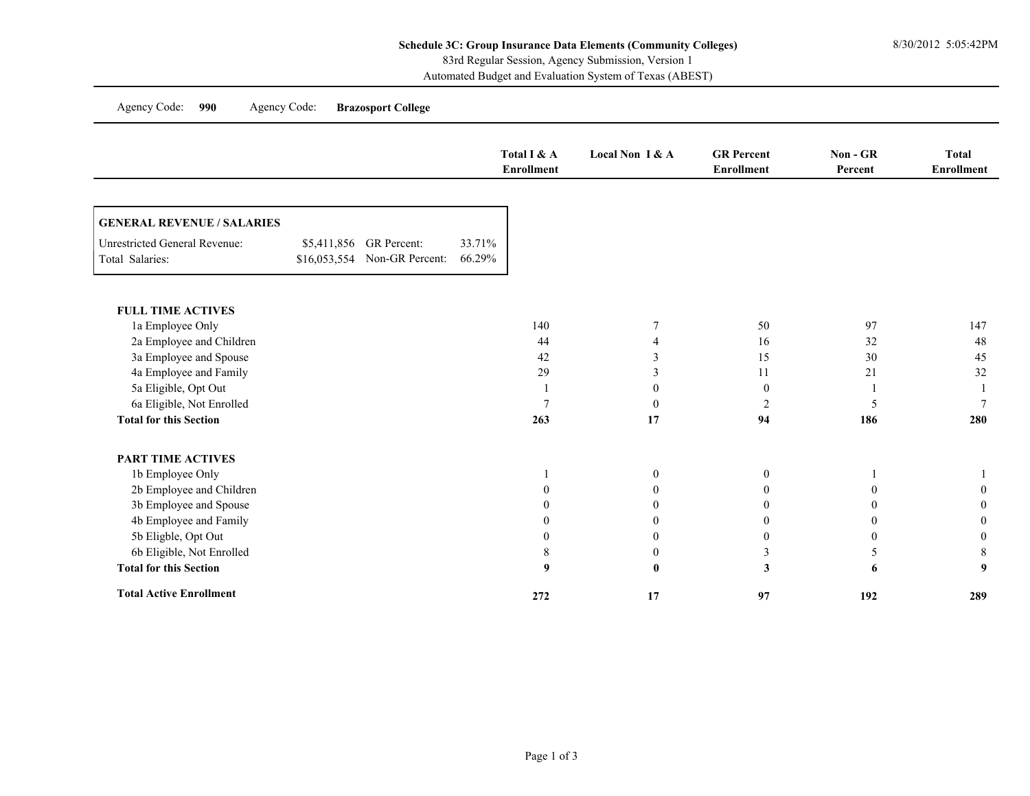**Schedule 3C: Group Insurance Data Elements (Community Colleges)**

83rd Regular Session, Agency Submission, Version 1

Automated Budget and Evaluation System of Texas (ABEST)

8/30/2012 5:05:42PM

Agency Code: **990** Agency Code: **Brazosport College**

| **GENERAL REVENUE / SALARIES** | | | |
|---|---|---|---|
| Unrestricted General Revenue: | $5,411,856 | GR Percent: | 33.71% |
| Total Salaries: | $16,053,554 | Non-GR Percent: | 66.29% |

| | Total I & A Enrollment | Local Non I & A | GR Percent Enrollment | Non - GR Percent | Total Enrollment |
|---|---|---|---|---|---|
| **FULL TIME ACTIVES** | | | | | |
| 1a Employee Only | 140 | 7 | 50 | 97 | 147 |
| 2a Employee and Children | 44 | 4 | 16 | 32 | 48 |
| 3a Employee and Spouse | 42 | 3 | 15 | 30 | 45 |
| 4a Employee and Family | 29 | 3 | 11 | 21 | 32 |
| 5a Eligible, Opt Out | 1 | 0 | 0 | 1 | 1 |
| 6a Eligible, Not Enrolled | 7 | 0 | 2 | 5 | 7 |
| **Total for this Section** | **263** | **17** | **94** | **186** | **280** |
| **PART TIME ACTIVES** | | | | | |
| 1b Employee Only | 1 | 0 | 0 | 1 | 1 |
| 2b Employee and Children | 0 | 0 | 0 | 0 | 0 |
| 3b Employee and Spouse | 0 | 0 | 0 | 0 | 0 |
| 4b Employee and Family | 0 | 0 | 0 | 0 | 0 |
| 5b Eligble, Opt Out | 0 | 0 | 0 | 0 | 0 |
| 6b Eligible, Not Enrolled | 8 | 0 | 3 | 5 | 8 |
| **Total for this Section** | **9** | **0** | **3** | **6** | **9** |
| **Total Active Enrollment** | **272** | **17** | **97** | **192** | **289** |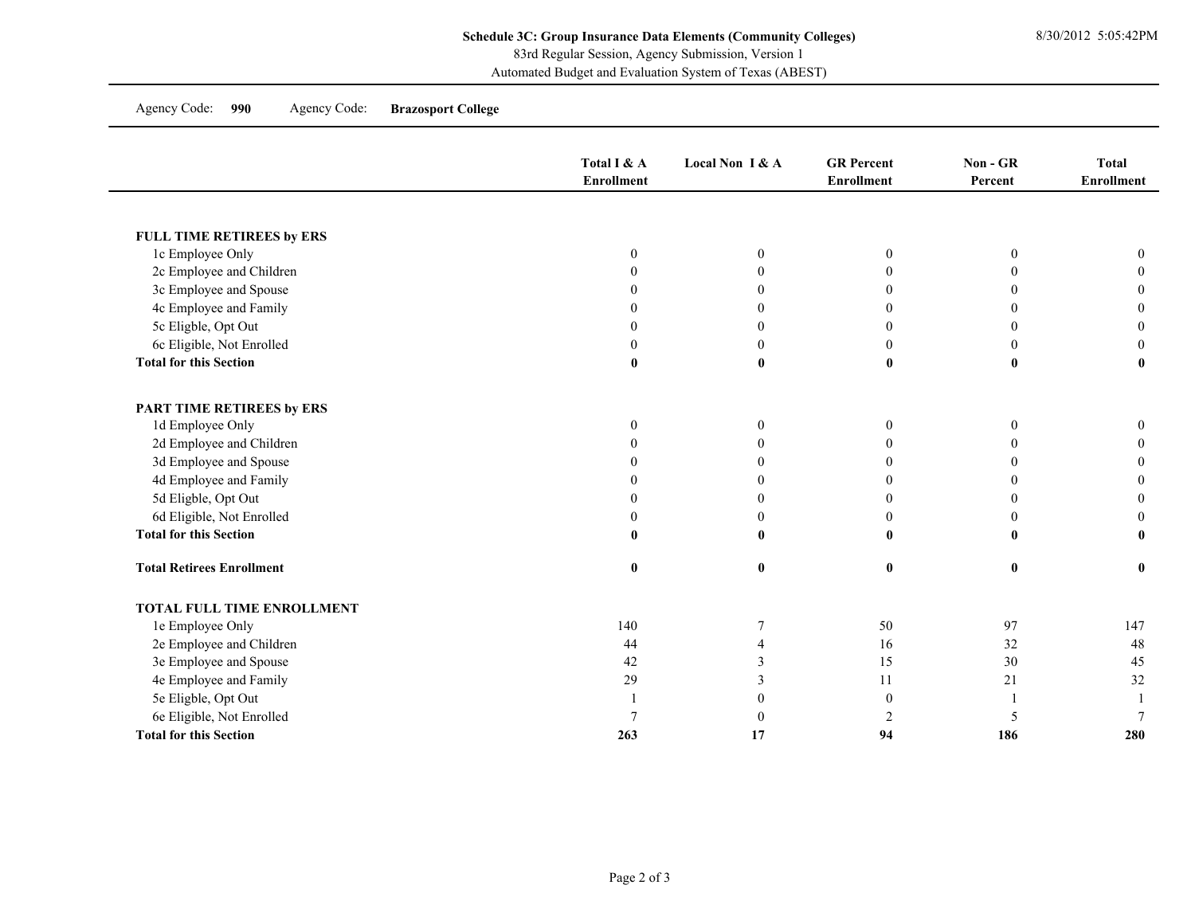**Schedule 3C: Group Insurance Data Elements (Community Colleges)**
83rd Regular Session, Agency Submission, Version 1
Automated Budget and Evaluation System of Texas (ABEST)

8/30/2012 5:05:42PM

Agency Code: **990** Agency Code: **Brazosport College**

| | Total I & A Enrollment | Local Non I & A | GR Percent Enrollment | Non - GR Percent | Total Enrollment |
|---|---|---|---|---|---|
| **FULL TIME RETIREES by ERS** | | | | | |
| 1c Employee Only | 0 | 0 | 0 | 0 | 0 |
| 2c Employee and Children | 0 | 0 | 0 | 0 | 0 |
| 3c Employee and Spouse | 0 | 0 | 0 | 0 | 0 |
| 4c Employee and Family | 0 | 0 | 0 | 0 | 0 |
| 5c Eligble, Opt Out | 0 | 0 | 0 | 0 | 0 |
| 6c Eligible, Not Enrolled | 0 | 0 | 0 | 0 | 0 |
| **Total for this Section** | **0** | **0** | **0** | **0** | **0** |
| **PART TIME RETIREES by ERS** | | | | | |
| 1d Employee Only | 0 | 0 | 0 | 0 | 0 |
| 2d Employee and Children | 0 | 0 | 0 | 0 | 0 |
| 3d Employee and Spouse | 0 | 0 | 0 | 0 | 0 |
| 4d Employee and Family | 0 | 0 | 0 | 0 | 0 |
| 5d Eligble, Opt Out | 0 | 0 | 0 | 0 | 0 |
| 6d Eligible, Not Enrolled | 0 | 0 | 0 | 0 | 0 |
| **Total for this Section** | **0** | **0** | **0** | **0** | **0** |
| **Total Retirees Enrollment** | **0** | **0** | **0** | **0** | **0** |
| **TOTAL FULL TIME ENROLLMENT** | | | | | |
| 1e Employee Only | 140 | 7 | 50 | 97 | 147 |
| 2e Employee and Children | 44 | 4 | 16 | 32 | 48 |
| 3e Employee and Spouse | 42 | 3 | 15 | 30 | 45 |
| 4e Employee and Family | 29 | 3 | 11 | 21 | 32 |
| 5e Eligble, Opt Out | 1 | 0 | 0 | 1 | 1 |
| 6e Eligible, Not Enrolled | 7 | 0 | 2 | 5 | 7 |
| **Total for this Section** | **263** | **17** | **94** | **186** | **280** |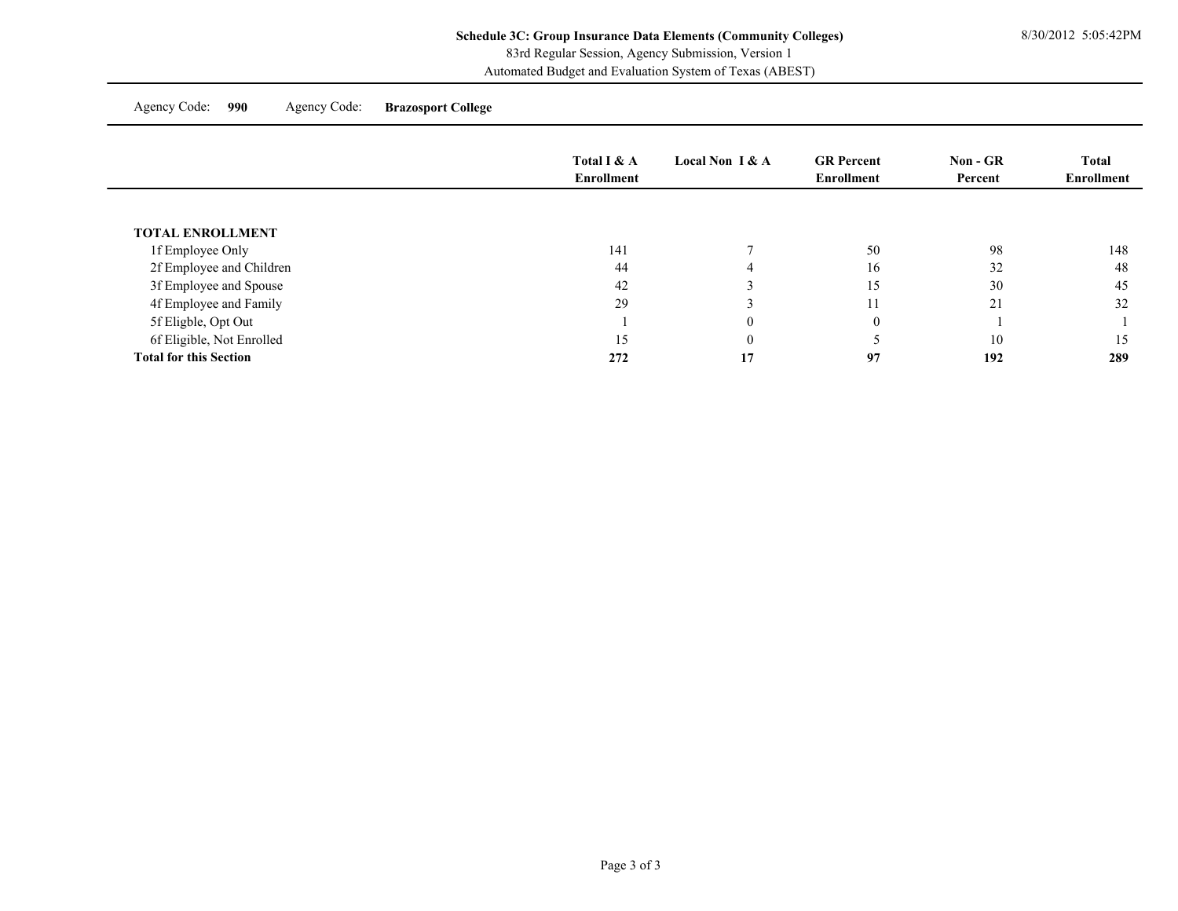**Schedule 3C: Group Insurance Data Elements (Community Colleges)**
83rd Regular Session, Agency Submission, Version 1
Automated Budget and Evaluation System of Texas (ABEST)

Agency Code: **990** Agency Code: **Brazosport College**

| | Total I & A Enrollment | Local Non I & A | GR Percent Enrollment | Non - GR Percent | Total Enrollment |
|---|---|---|---|---|---|
| **TOTAL ENROLLMENT** | | | | | |
| 1f Employee Only | 141 | 7 | 50 | 98 | 148 |
| 2f Employee and Children | 44 | 4 | 16 | 32 | 48 |
| 3f Employee and Spouse | 42 | 3 | 15 | 30 | 45 |
| 4f Employee and Family | 29 | 3 | 11 | 21 | 32 |
| 5f Eligble, Opt Out | 1 | 0 | 0 | 1 | 1 |
| 6f Eligible, Not Enrolled | 15 | 0 | 5 | 10 | 15 |
| **Total for this Section** | **272** | **17** | **97** | **192** | **289** |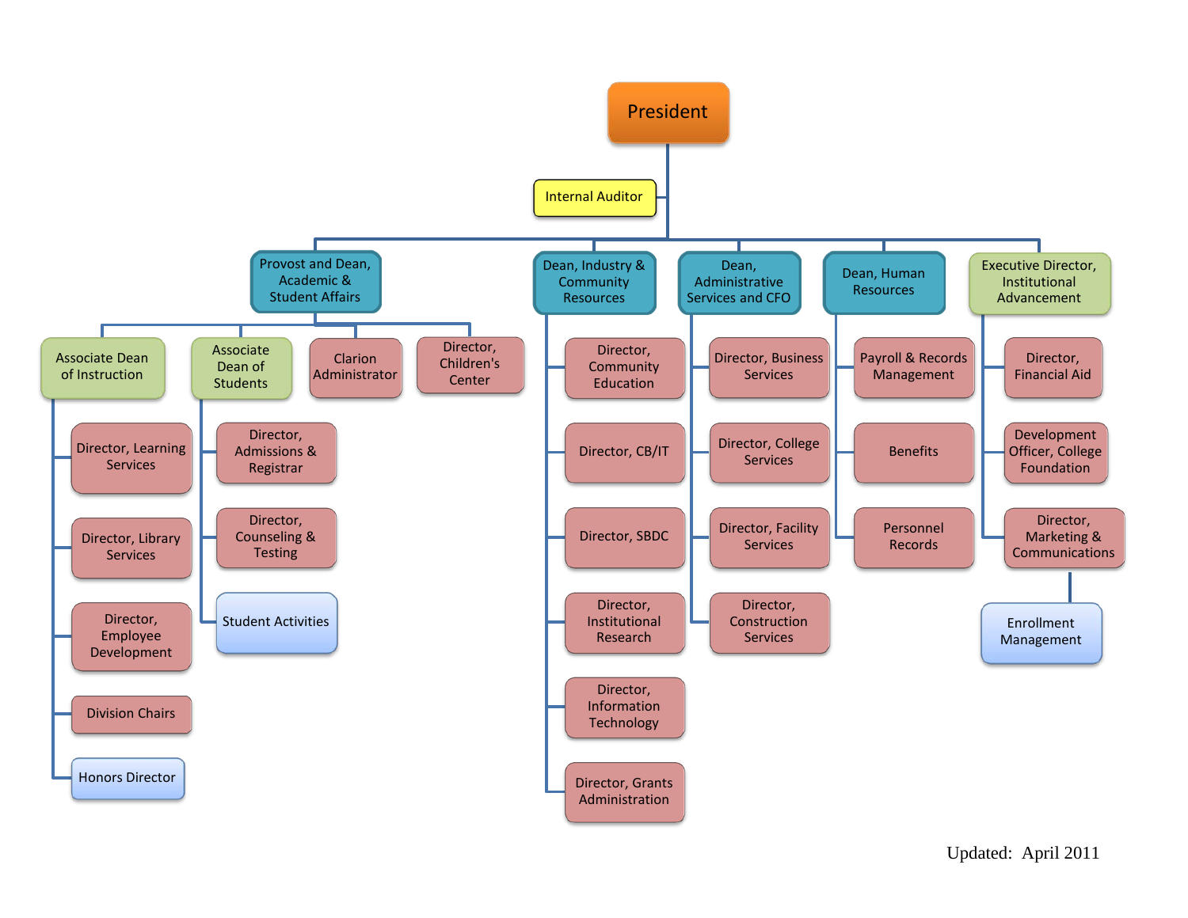President

Internal Auditor

Provost and Dean, Academic & Student Affairs

Associate Dean of Instruction

Director, Learning Services

Director, Library Services

Director, Employee Development

Division Chairs

Honors Director

Associate Dean of Students

Director, Admissions & Registrar

Director, Counseling & Testing

Student Activities

Clarion Administrator

Director, Children's Center

Dean, Industry & Community Resources

Director, Community Education

Director, CB/IT

Director, SBDC

Director, Institutional Research

Director, Information Technology

Director, Grants Administration

Dean, Administrative Services and CFO

Director, Business Services

Director, College Services

Director, Facility Services

Director, Construction Services

Dean, Human Resources

Payroll & Records Management

Benefits

Personnel Records

Executive Director, Institutional Advancement

Director, Financial Aid

Development Officer, College Foundation

Director, Marketing & Communications

Enrollment Management

Updated: April 2011